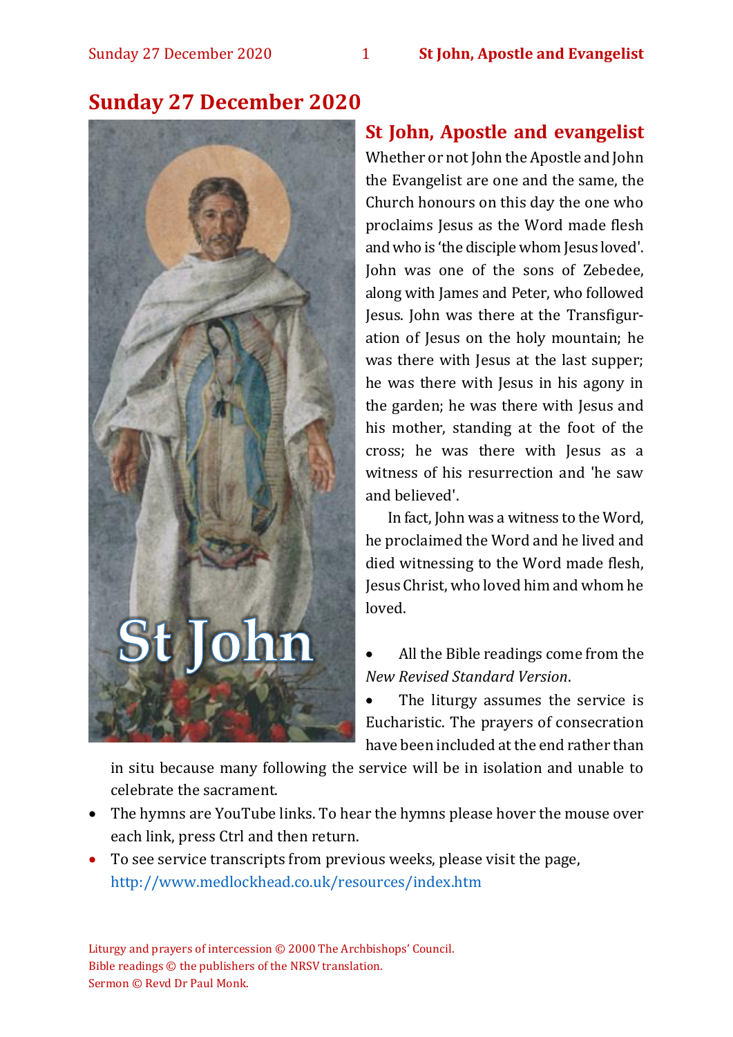# Sunday 27 December 2020

## St John, Apostle and evangelist

Whether or not John the Apostle and John the Evangelist are one and the same, the Church honours on this day the one who proclaims Jesus as the Word made flesh and who is 'the disciple whom Jesus loved'. John was one of the sons of Zebedee, along with James and Peter, who followed Jesus. John was there at the Transfiguration of Jesus on the holy mountain; he was there with Jesus at the last supper; he was there with Jesus in his agony in the garden; he was there with Jesus and his mother, standing at the foot of the cross; he was there with Jesus as a witness of his resurrection and 'he saw and believed'.

In fact, John was a witness to the Word, he proclaimed the Word and he lived and died witnessing to the Word made flesh, Jesus Christ, who loved him and whom he loved.

- All the Bible readings come from the *New Revised Standard Version*.
- The liturgy assumes the service is Eucharistic. The prayers of consecration have been included at the end rather than in situ because many following the service will be in isolation and unable to celebrate the sacrament.
- The hymns are YouTube links. To hear the hymns please hover the mouse over each link, press Ctrl and then return.
- To see service transcripts from previous weeks, please visit the page, http://www.medlockhead.co.uk/resources/index.htm

Liturgy and prayers of intercession © 2000 The Archbishops' Council.
Bible readings © the publishers of the NRSV translation.
Sermon © Revd Dr Paul Monk.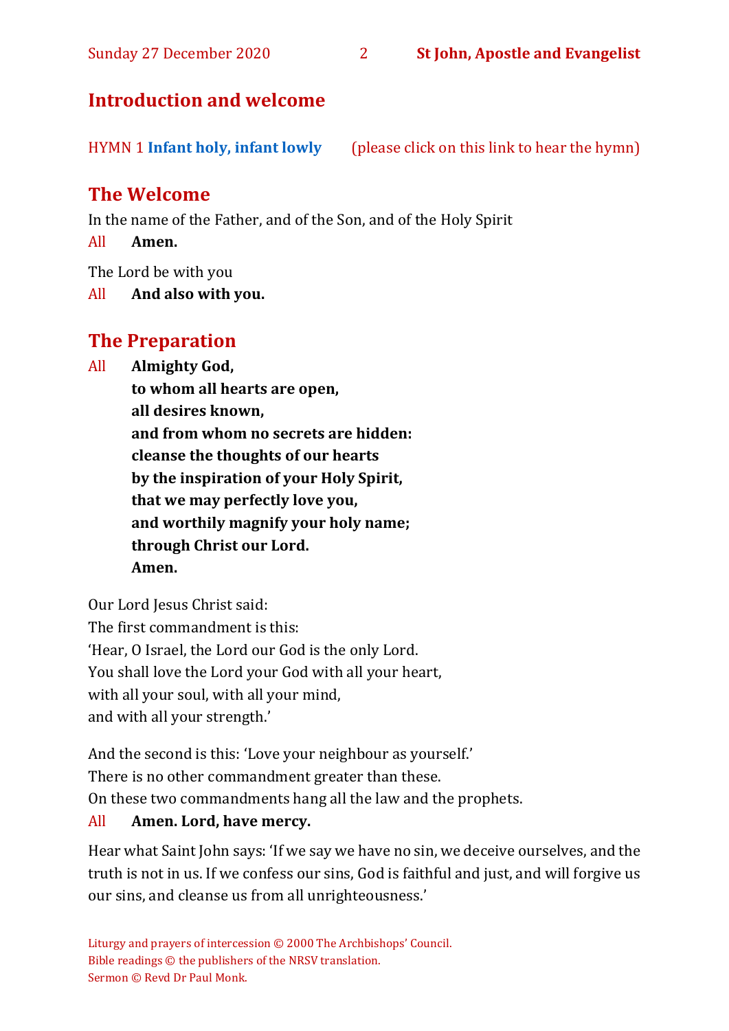## Introduction and welcome

HYMN 1 **Infant holy, infant lowly** (please click on this link to hear the hymn)

## The Welcome

In the name of the Father, and of the Son, and of the Holy Spirit

All **Amen.**

The Lord be with you

All **And also with you.**

## The Preparation

All **Almighty God,**
**to whom all hearts are open,**
**all desires known,**
**and from whom no secrets are hidden:**
**cleanse the thoughts of our hearts**
**by the inspiration of your Holy Spirit,**
**that we may perfectly love you,**
**and worthily magnify your holy name;**
**through Christ our Lord.**
**Amen.**

Our Lord Jesus Christ said:
The first commandment is this:
'Hear, O Israel, the Lord our God is the only Lord.
You shall love the Lord your God with all your heart,
with all your soul, with all your mind,
and with all your strength.'

And the second is this: 'Love your neighbour as yourself.'
There is no other commandment greater than these.
On these two commandments hang all the law and the prophets.

All **Amen. Lord, have mercy.**

Hear what Saint John says: 'If we say we have no sin, we deceive ourselves, and the truth is not in us. If we confess our sins, God is faithful and just, and will forgive us our sins, and cleanse us from all unrighteousness.'

Liturgy and prayers of intercession © 2000 The Archbishops' Council.
Bible readings © the publishers of the NRSV translation.
Sermon © Revd Dr Paul Monk.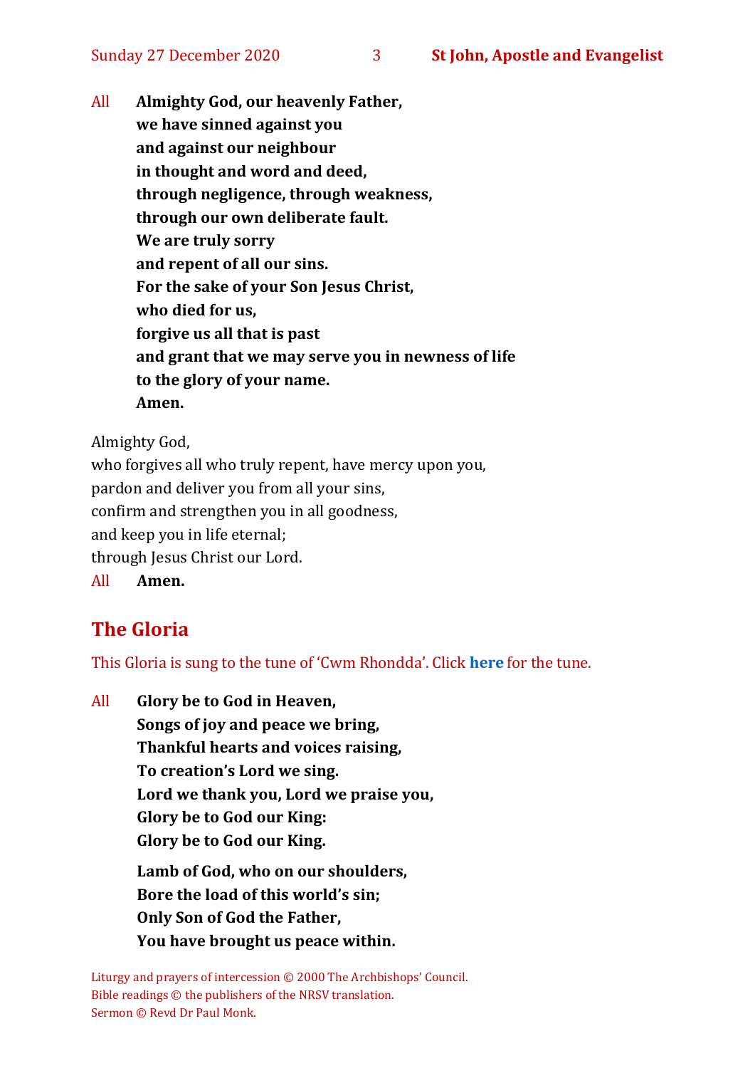All **Almighty God, our heavenly Father,**
**we have sinned against you**
**and against our neighbour**
**in thought and word and deed,**
**through negligence, through weakness,**
**through our own deliberate fault.**
**We are truly sorry**
**and repent of all our sins.**
**For the sake of your Son Jesus Christ,**
**who died for us,**
**forgive us all that is past**
**and grant that we may serve you in newness of life**
**to the glory of your name.**
**Amen.**

Almighty God,
who forgives all who truly repent, have mercy upon you,
pardon and deliver you from all your sins,
confirm and strengthen you in all goodness,
and keep you in life eternal;
through Jesus Christ our Lord.
All **Amen.**

## The Gloria

This Gloria is sung to the tune of 'Cwm Rhondda'. Click **here** for the tune.

All **Glory be to God in Heaven,**
**Songs of joy and peace we bring,**
**Thankful hearts and voices raising,**
**To creation's Lord we sing.**
**Lord we thank you, Lord we praise you,**
**Glory be to God our King:**
**Glory be to God our King.**

**Lamb of God, who on our shoulders,**
**Bore the load of this world's sin;**
**Only Son of God the Father,**
**You have brought us peace within.**

Liturgy and prayers of intercession © 2000 The Archbishops' Council.
Bible readings © the publishers of the NRSV translation.
Sermon © Revd Dr Paul Monk.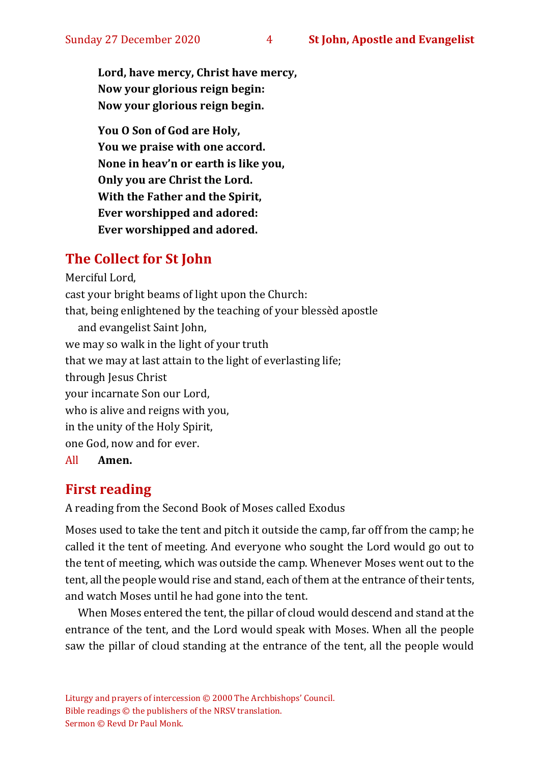**Lord, have mercy, Christ have mercy,**
**Now your glorious reign begin:**
**Now your glorious reign begin.**

**You O Son of God are Holy,**
**You we praise with one accord.**
**None in heav'n or earth is like you,**
**Only you are Christ the Lord.**
**With the Father and the Spirit,**
**Ever worshipped and adored:**
**Ever worshipped and adored.**

## The Collect for St John

Merciful Lord,
cast your bright beams of light upon the Church:
that, being enlightened by the teaching of your blessèd apostle
  and evangelist Saint John,
we may so walk in the light of your truth
that we may at last attain to the light of everlasting life;
through Jesus Christ
your incarnate Son our Lord,
who is alive and reigns with you,
in the unity of the Holy Spirit,
one God, now and for ever.
All **Amen.**

## First reading

A reading from the Second Book of Moses called Exodus

Moses used to take the tent and pitch it outside the camp, far off from the camp; he called it the tent of meeting. And everyone who sought the Lord would go out to the tent of meeting, which was outside the camp. Whenever Moses went out to the tent, all the people would rise and stand, each of them at the entrance of their tents, and watch Moses until he had gone into the tent.

When Moses entered the tent, the pillar of cloud would descend and stand at the entrance of the tent, and the Lord would speak with Moses. When all the people saw the pillar of cloud standing at the entrance of the tent, all the people would

Liturgy and prayers of intercession © 2000 The Archbishops' Council.
Bible readings © the publishers of the NRSV translation.
Sermon © Revd Dr Paul Monk.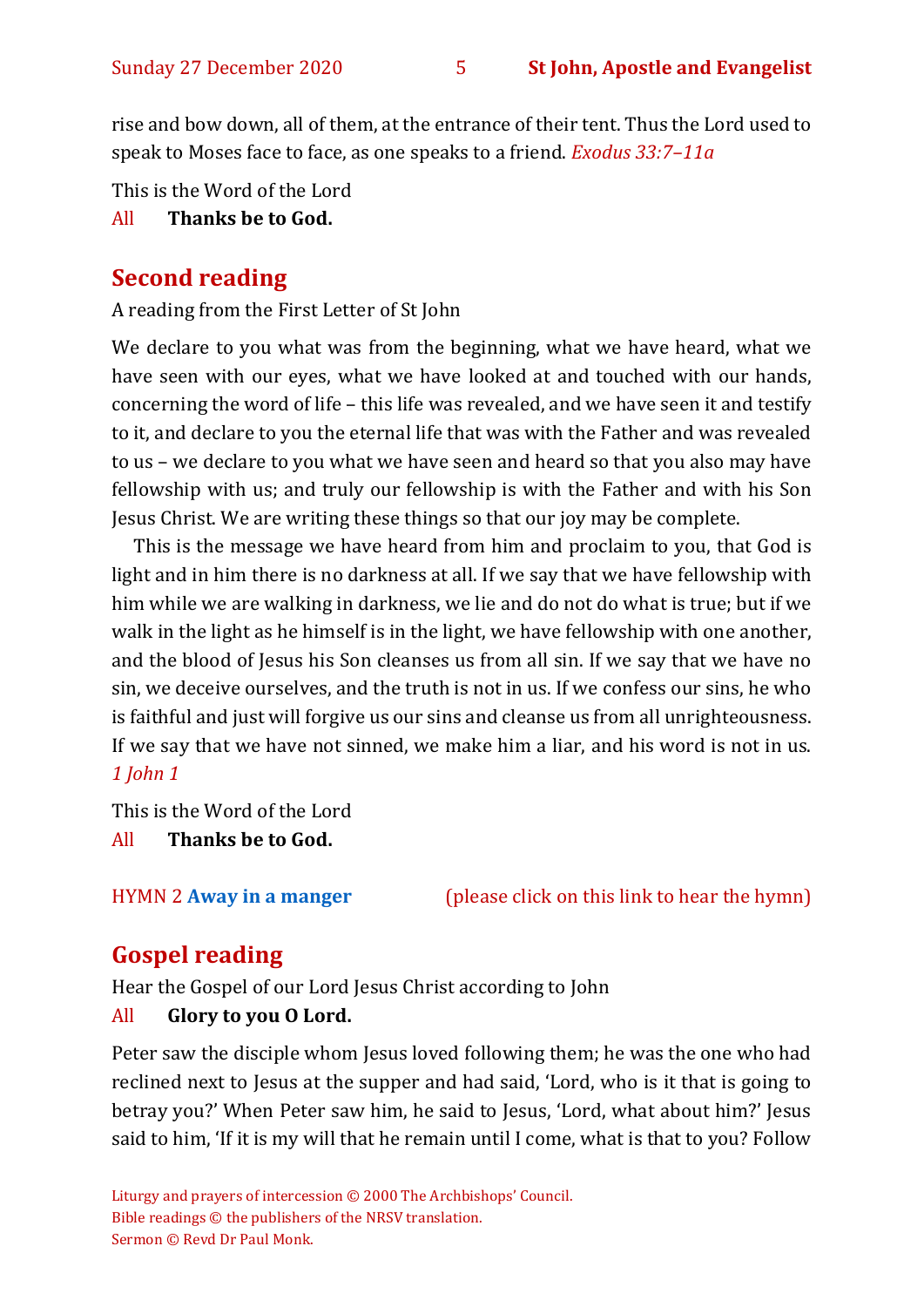rise and bow down, all of them, at the entrance of their tent. Thus the Lord used to speak to Moses face to face, as one speaks to a friend. *Exodus 33:7–11a*

This is the Word of the Lord

All **Thanks be to God.**

## Second reading

A reading from the First Letter of St John

We declare to you what was from the beginning, what we have heard, what we have seen with our eyes, what we have looked at and touched with our hands, concerning the word of life – this life was revealed, and we have seen it and testify to it, and declare to you the eternal life that was with the Father and was revealed to us – we declare to you what we have seen and heard so that you also may have fellowship with us; and truly our fellowship is with the Father and with his Son Jesus Christ. We are writing these things so that our joy may be complete.

This is the message we have heard from him and proclaim to you, that God is light and in him there is no darkness at all. If we say that we have fellowship with him while we are walking in darkness, we lie and do not do what is true; but if we walk in the light as he himself is in the light, we have fellowship with one another, and the blood of Jesus his Son cleanses us from all sin. If we say that we have no sin, we deceive ourselves, and the truth is not in us. If we confess our sins, he who is faithful and just will forgive us our sins and cleanse us from all unrighteousness. If we say that we have not sinned, we make him a liar, and his word is not in us. *1 John 1*

This is the Word of the Lord

All **Thanks be to God.**

HYMN 2 **Away in a manger** (please click on this link to hear the hymn)

## Gospel reading

Hear the Gospel of our Lord Jesus Christ according to John

All **Glory to you O Lord.**

Peter saw the disciple whom Jesus loved following them; he was the one who had reclined next to Jesus at the supper and had said, 'Lord, who is it that is going to betray you?' When Peter saw him, he said to Jesus, 'Lord, what about him?' Jesus said to him, 'If it is my will that he remain until I come, what is that to you? Follow

Liturgy and prayers of intercession © 2000 The Archbishops' Council.
Bible readings © the publishers of the NRSV translation.
Sermon © Revd Dr Paul Monk.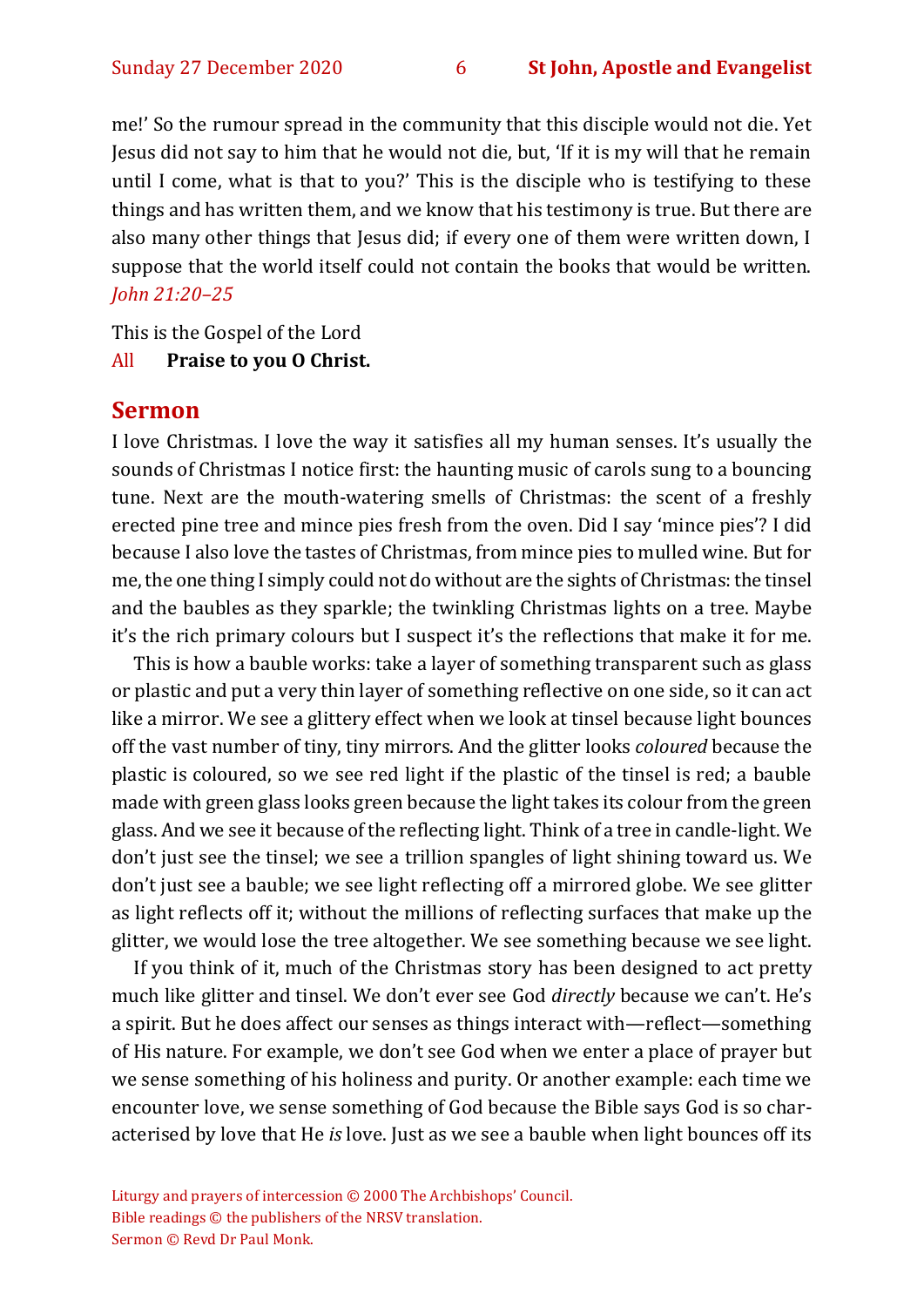me!' So the rumour spread in the community that this disciple would not die. Yet Jesus did not say to him that he would not die, but, 'If it is my will that he remain until I come, what is that to you?' This is the disciple who is testifying to these things and has written them, and we know that his testimony is true. But there are also many other things that Jesus did; if every one of them were written down, I suppose that the world itself could not contain the books that would be written. *John 21:20–25*

This is the Gospel of the Lord
All **Praise to you O Christ.**

## Sermon

I love Christmas. I love the way it satisfies all my human senses. It's usually the sounds of Christmas I notice first: the haunting music of carols sung to a bouncing tune. Next are the mouth-watering smells of Christmas: the scent of a freshly erected pine tree and mince pies fresh from the oven. Did I say 'mince pies'? I did because I also love the tastes of Christmas, from mince pies to mulled wine. But for me, the one thing I simply could not do without are the sights of Christmas: the tinsel and the baubles as they sparkle; the twinkling Christmas lights on a tree. Maybe it's the rich primary colours but I suspect it's the reflections that make it for me.

This is how a bauble works: take a layer of something transparent such as glass or plastic and put a very thin layer of something reflective on one side, so it can act like a mirror. We see a glittery effect when we look at tinsel because light bounces off the vast number of tiny, tiny mirrors. And the glitter looks *coloured* because the plastic is coloured, so we see red light if the plastic of the tinsel is red; a bauble made with green glass looks green because the light takes its colour from the green glass. And we see it because of the reflecting light. Think of a tree in candle-light. We don't just see the tinsel; we see a trillion spangles of light shining toward us. We don't just see a bauble; we see light reflecting off a mirrored globe. We see glitter as light reflects off it; without the millions of reflecting surfaces that make up the glitter, we would lose the tree altogether. We see something because we see light.

If you think of it, much of the Christmas story has been designed to act pretty much like glitter and tinsel. We don't ever see God *directly* because we can't. He's a spirit. But he does affect our senses as things interact with—reflect—something of His nature. For example, we don't see God when we enter a place of prayer but we sense something of his holiness and purity. Or another example: each time we encounter love, we sense something of God because the Bible says God is so characterised by love that He *is* love. Just as we see a bauble when light bounces off its

Liturgy and prayers of intercession © 2000 The Archbishops' Council.
Bible readings © the publishers of the NRSV translation.
Sermon © Revd Dr Paul Monk.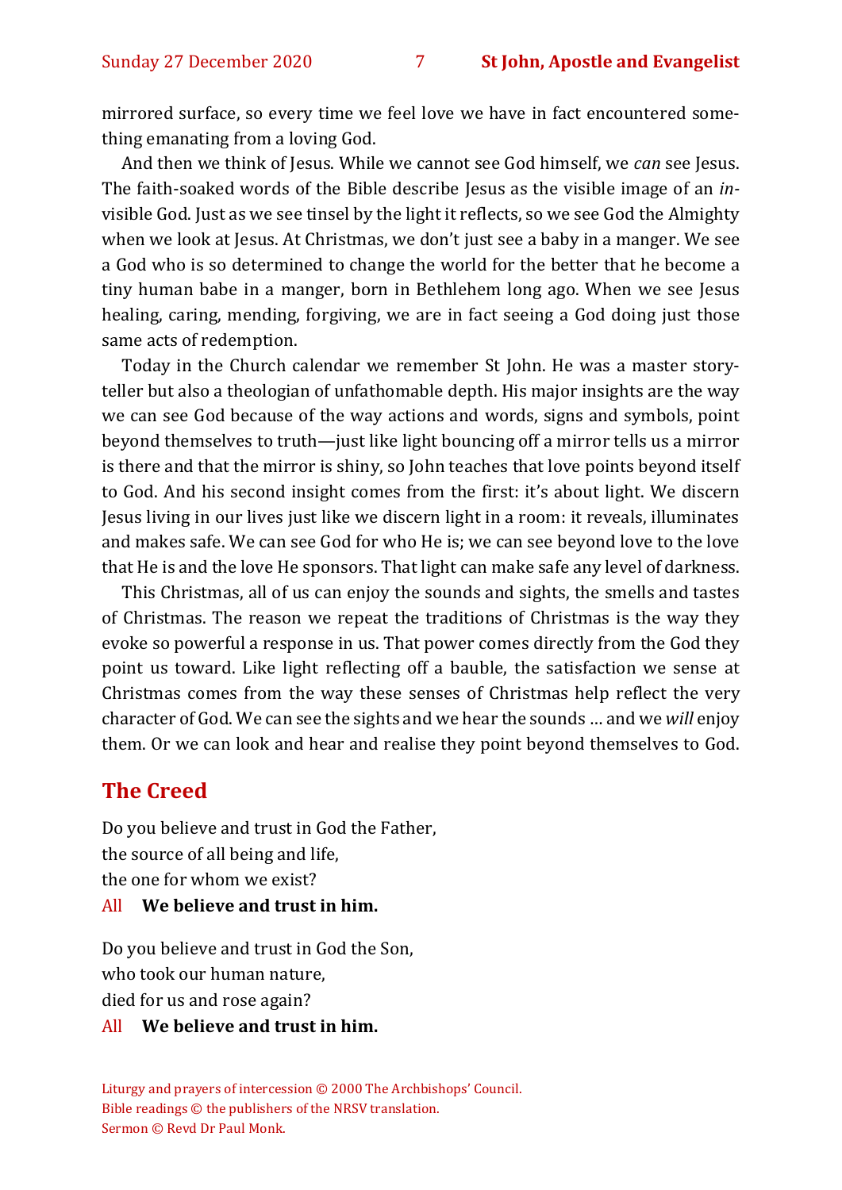mirrored surface, so every time we feel love we have in fact encountered something emanating from a loving God.

And then we think of Jesus. While we cannot see God himself, we *can* see Jesus. The faith-soaked words of the Bible describe Jesus as the visible image of an *in*visible God. Just as we see tinsel by the light it reflects, so we see God the Almighty when we look at Jesus. At Christmas, we don't just see a baby in a manger. We see a God who is so determined to change the world for the better that he become a tiny human babe in a manger, born in Bethlehem long ago. When we see Jesus healing, caring, mending, forgiving, we are in fact seeing a God doing just those same acts of redemption.

Today in the Church calendar we remember St John. He was a master storyteller but also a theologian of unfathomable depth. His major insights are the way we can see God because of the way actions and words, signs and symbols, point beyond themselves to truth—just like light bouncing off a mirror tells us a mirror is there and that the mirror is shiny, so John teaches that love points beyond itself to God. And his second insight comes from the first: it's about light. We discern Jesus living in our lives just like we discern light in a room: it reveals, illuminates and makes safe. We can see God for who He is; we can see beyond love to the love that He is and the love He sponsors. That light can make safe any level of darkness.

This Christmas, all of us can enjoy the sounds and sights, the smells and tastes of Christmas. The reason we repeat the traditions of Christmas is the way they evoke so powerful a response in us. That power comes directly from the God they point us toward. Like light reflecting off a bauble, the satisfaction we sense at Christmas comes from the way these senses of Christmas help reflect the very character of God. We can see the sights and we hear the sounds … and we *will* enjoy them. Or we can look and hear and realise they point beyond themselves to God.

## The Creed

Do you believe and trust in God the Father,
the source of all being and life,
the one for whom we exist?

All **We believe and trust in him.**

Do you believe and trust in God the Son,
who took our human nature,
died for us and rose again?

All **We believe and trust in him.**

Liturgy and prayers of intercession © 2000 The Archbishops' Council.
Bible readings © the publishers of the NRSV translation.
Sermon © Revd Dr Paul Monk.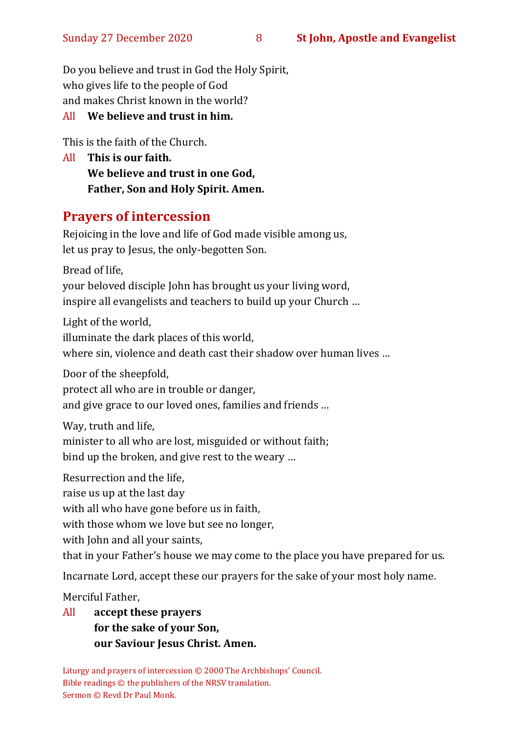Do you believe and trust in God the Holy Spirit,
who gives life to the people of God
and makes Christ known in the world?

All **We believe and trust in him.**

This is the faith of the Church.

All **This is our faith.**
**We believe and trust in one God,**
**Father, Son and Holy Spirit. Amen.**

## Prayers of intercession

Rejoicing in the love and life of God made visible among us,
let us pray to Jesus, the only-begotten Son.

Bread of life,
your beloved disciple John has brought us your living word,
inspire all evangelists and teachers to build up your Church …

Light of the world,
illuminate the dark places of this world,
where sin, violence and death cast their shadow over human lives …

Door of the sheepfold,
protect all who are in trouble or danger,
and give grace to our loved ones, families and friends …

Way, truth and life,
minister to all who are lost, misguided or without faith;
bind up the broken, and give rest to the weary …

Resurrection and the life,
raise us up at the last day
with all who have gone before us in faith,
with those whom we love but see no longer,
with John and all your saints,
that in your Father's house we may come to the place you have prepared for us.

Incarnate Lord, accept these our prayers for the sake of your most holy name.

Merciful Father,

All **accept these prayers**
**for the sake of your Son,**
**our Saviour Jesus Christ. Amen.**

Liturgy and prayers of intercession © 2000 The Archbishops' Council.
Bible readings © the publishers of the NRSV translation.
Sermon © Revd Dr Paul Monk.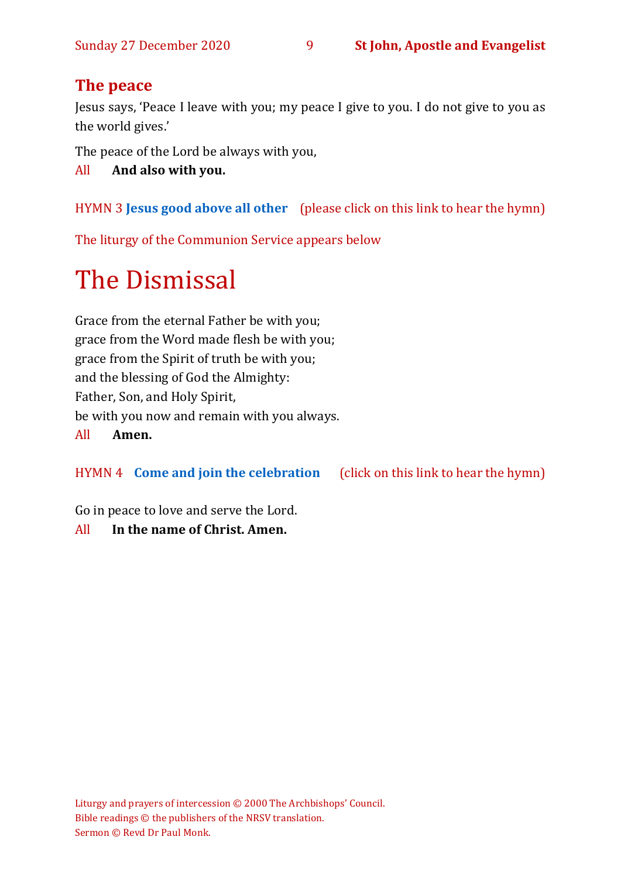## The peace

Jesus says, 'Peace I leave with you; my peace I give to you. I do not give to you as the world gives.'

The peace of the Lord be always with you,

All **And also with you.**

HYMN 3 **Jesus good above all other** (please click on this link to hear the hymn)

The liturgy of the Communion Service appears below

# The Dismissal

Grace from the eternal Father be with you;
grace from the Word made flesh be with you;
grace from the Spirit of truth be with you;
and the blessing of God the Almighty:
Father, Son, and Holy Spirit,
be with you now and remain with you always.

All **Amen.**

HYMN 4 **Come and join the celebration** (click on this link to hear the hymn)

Go in peace to love and serve the Lord.

All **In the name of Christ. Amen.**

Liturgy and prayers of intercession © 2000 The Archbishops' Council.
Bible readings © the publishers of the NRSV translation.
Sermon © Revd Dr Paul Monk.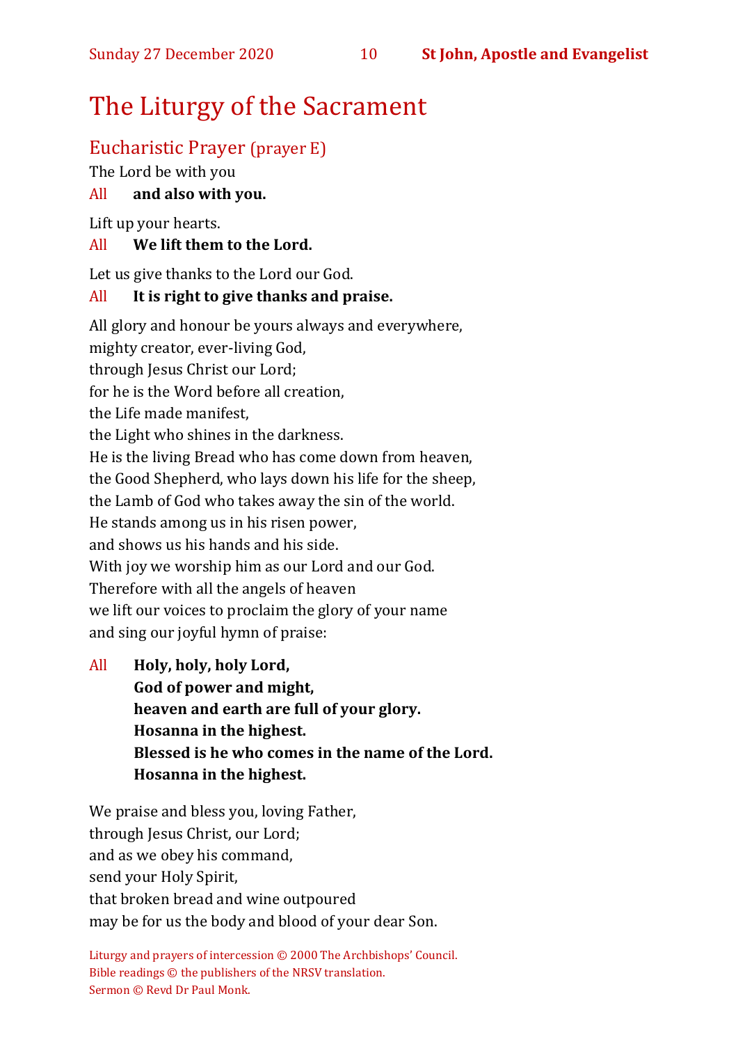# The Liturgy of the Sacrament

## Eucharistic Prayer (prayer E)

The Lord be with you

All **and also with you.**

Lift up your hearts.

All **We lift them to the Lord.**

Let us give thanks to the Lord our God.

All **It is right to give thanks and praise.**

All glory and honour be yours always and everywhere,
mighty creator, ever-living God,
through Jesus Christ our Lord;
for he is the Word before all creation,
the Life made manifest,
the Light who shines in the darkness.
He is the living Bread who has come down from heaven,
the Good Shepherd, who lays down his life for the sheep,
the Lamb of God who takes away the sin of the world.
He stands among us in his risen power,
and shows us his hands and his side.
With joy we worship him as our Lord and our God.
Therefore with all the angels of heaven
we lift our voices to proclaim the glory of your name
and sing our joyful hymn of praise:

All **Holy, holy, holy Lord,**
**God of power and might,**
**heaven and earth are full of your glory.**
**Hosanna in the highest.**
**Blessed is he who comes in the name of the Lord.**
**Hosanna in the highest.**

We praise and bless you, loving Father,
through Jesus Christ, our Lord;
and as we obey his command,
send your Holy Spirit,
that broken bread and wine outpoured
may be for us the body and blood of your dear Son.

Liturgy and prayers of intercession © 2000 The Archbishops' Council.
Bible readings © the publishers of the NRSV translation.
Sermon © Revd Dr Paul Monk.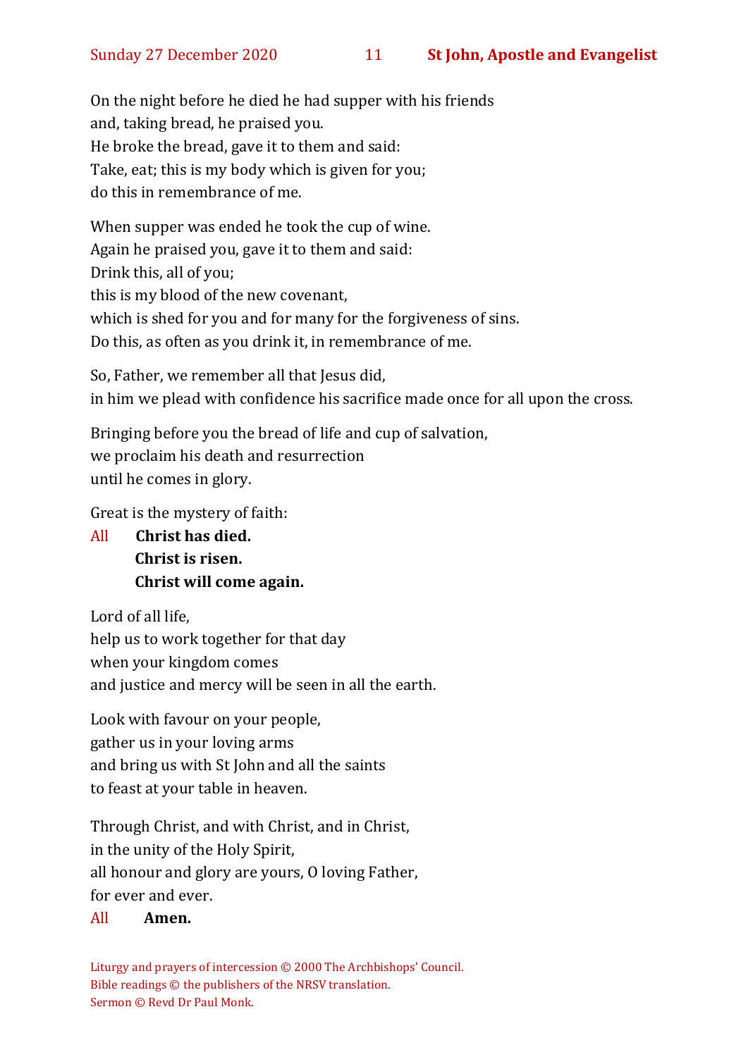On the night before he died he had supper with his friends  
and, taking bread, he praised you.  
He broke the bread, gave it to them and said:  
Take, eat; this is my body which is given for you;  
do this in remembrance of me.

When supper was ended he took the cup of wine.  
Again he praised you, gave it to them and said:  
Drink this, all of you;  
this is my blood of the new covenant,  
which is shed for you and for many for the forgiveness of sins.  
Do this, as often as you drink it, in remembrance of me.

So, Father, we remember all that Jesus did,  
in him we plead with confidence his sacrifice made once for all upon the cross.

Bringing before you the bread of life and cup of salvation,  
we proclaim his death and resurrection  
until he comes in glory.

Great is the mystery of faith:

All **Christ has died.**  
**Christ is risen.**  
**Christ will come again.**

Lord of all life,  
help us to work together for that day  
when your kingdom comes  
and justice and mercy will be seen in all the earth.

Look with favour on your people,  
gather us in your loving arms  
and bring us with St John and all the saints  
to feast at your table in heaven.

Through Christ, and with Christ, and in Christ,  
in the unity of the Holy Spirit,  
all honour and glory are yours, O loving Father,  
for ever and ever.

All **Amen.**

Liturgy and prayers of intercession © 2000 The Archbishops' Council.  
Bible readings © the publishers of the NRSV translation.  
Sermon © Revd Dr Paul Monk.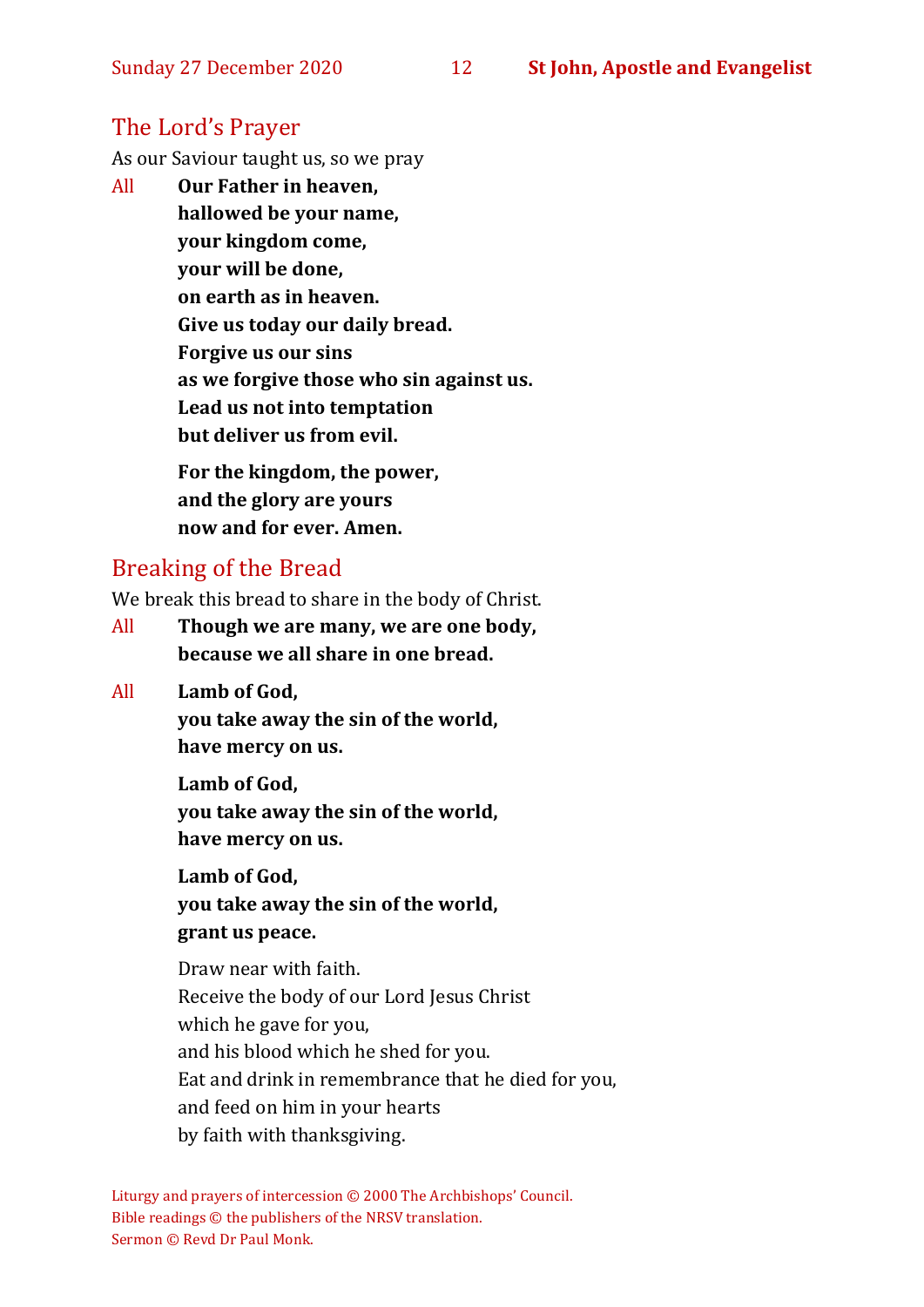## The Lord's Prayer

As our Saviour taught us, so we pray

All **Our Father in heaven,**
**hallowed be your name,**
**your kingdom come,**
**your will be done,**
**on earth as in heaven.**
**Give us today our daily bread.**
**Forgive us our sins**
**as we forgive those who sin against us.**
**Lead us not into temptation**
**but deliver us from evil.**

**For the kingdom, the power,**
**and the glory are yours**
**now and for ever. Amen.**

## Breaking of the Bread

We break this bread to share in the body of Christ.

All **Though we are many, we are one body,**
**because we all share in one bread.**

All **Lamb of God,**
**you take away the sin of the world,**
**have mercy on us.**

**Lamb of God,**
**you take away the sin of the world,**
**have mercy on us.**

**Lamb of God,**
**you take away the sin of the world,**
**grant us peace.**

Draw near with faith.
Receive the body of our Lord Jesus Christ
which he gave for you,
and his blood which he shed for you.
Eat and drink in remembrance that he died for you,
and feed on him in your hearts
by faith with thanksgiving.

Liturgy and prayers of intercession © 2000 The Archbishops' Council.
Bible readings © the publishers of the NRSV translation.
Sermon © Revd Dr Paul Monk.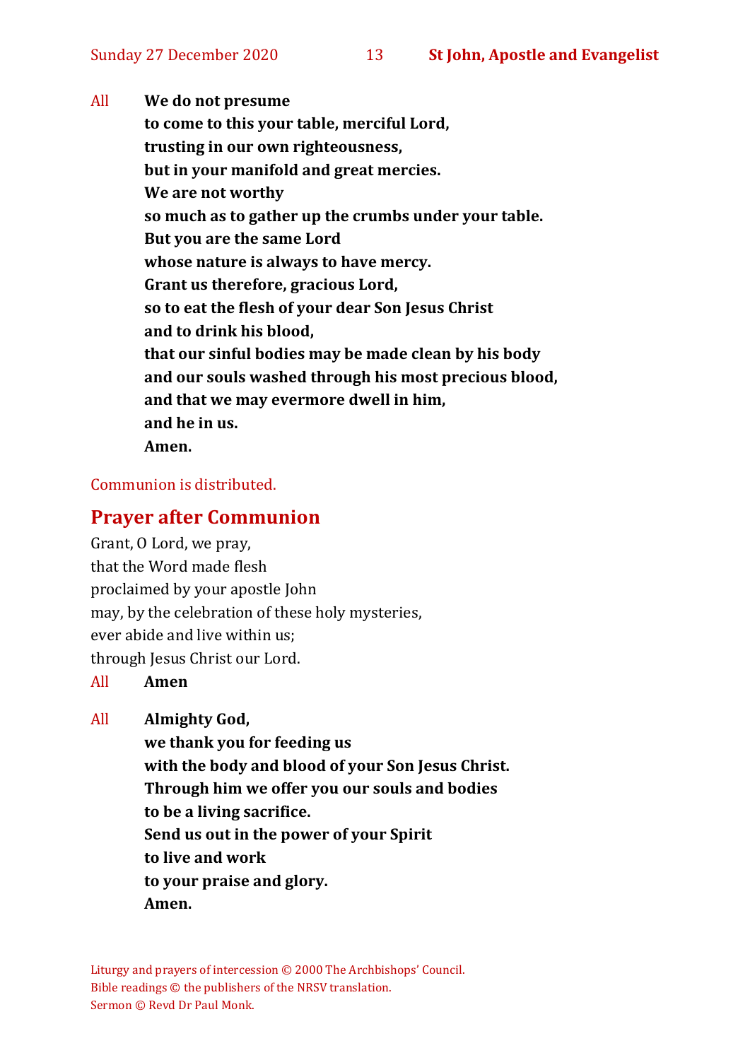All **We do not presume**
**to come to this your table, merciful Lord,**
**trusting in our own righteousness,**
**but in your manifold and great mercies.**
**We are not worthy**
**so much as to gather up the crumbs under your table.**
**But you are the same Lord**
**whose nature is always to have mercy.**
**Grant us therefore, gracious Lord,**
**so to eat the flesh of your dear Son Jesus Christ**
**and to drink his blood,**
**that our sinful bodies may be made clean by his body**
**and our souls washed through his most precious blood,**
**and that we may evermore dwell in him,**
**and he in us.**
**Amen.**

Communion is distributed.

## Prayer after Communion

Grant, O Lord, we pray,
that the Word made flesh
proclaimed by your apostle John
may, by the celebration of these holy mysteries,
ever abide and live within us;
through Jesus Christ our Lord.

All **Amen**

All **Almighty God,**
**we thank you for feeding us**
**with the body and blood of your Son Jesus Christ.**
**Through him we offer you our souls and bodies**
**to be a living sacrifice.**
**Send us out in the power of your Spirit**
**to live and work**
**to your praise and glory.**
**Amen.**

Liturgy and prayers of intercession © 2000 The Archbishops' Council.
Bible readings © the publishers of the NRSV translation.
Sermon © Revd Dr Paul Monk.